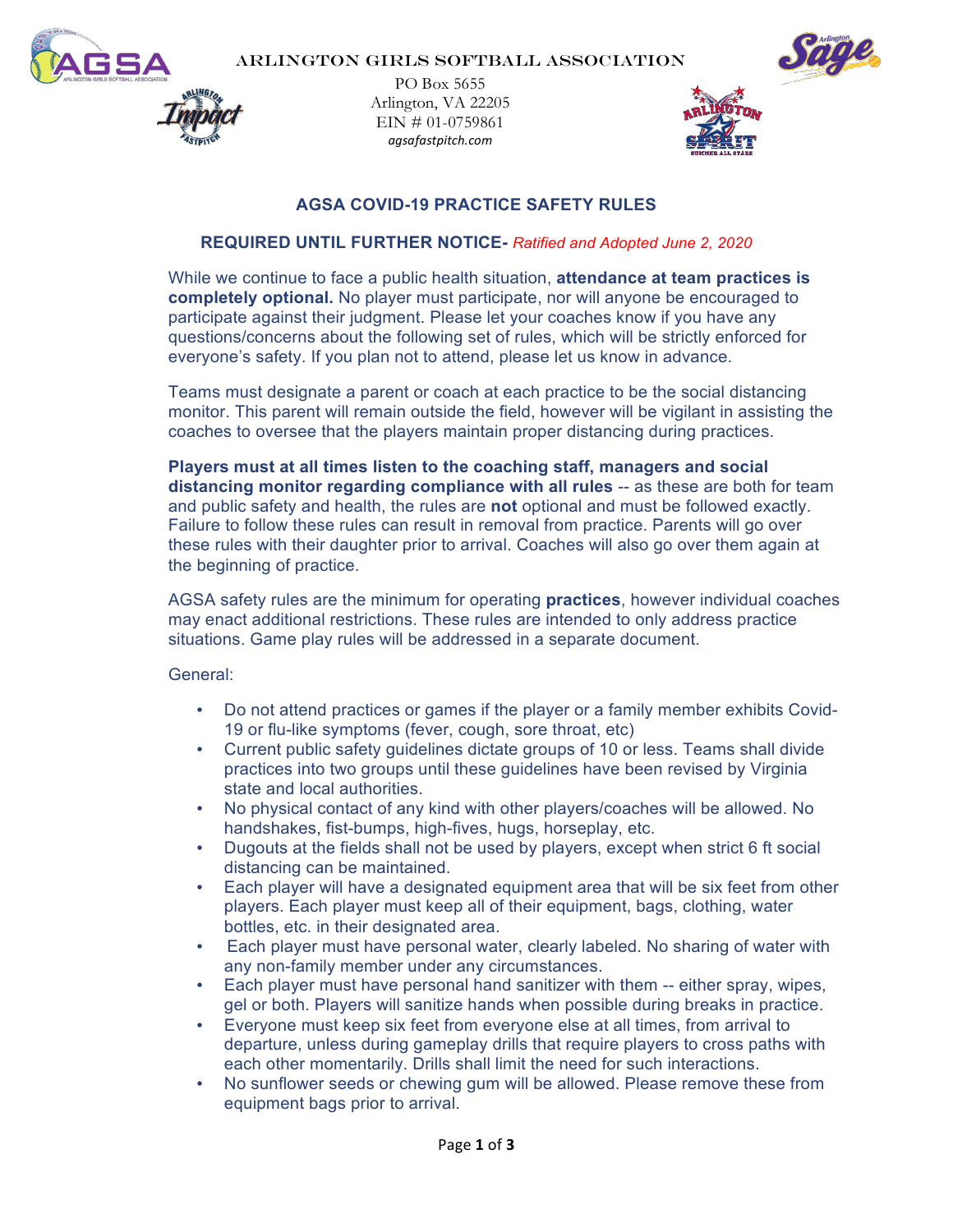ARLINGTON GIRLS SOFTBALL ASSOCIATION

PO Box 5655
Arlington, VA 22205
EIN # 01-0759861
*agsafastpitch.com*

## AGSA COVID-19 PRACTICE SAFETY RULES

### REQUIRED UNTIL FURTHER NOTICE- *Ratified and Adopted June 2, 2020*

While we continue to face a public health situation, **attendance at team practices is completely optional.** No player must participate, nor will anyone be encouraged to participate against their judgment. Please let your coaches know if you have any questions/concerns about the following set of rules, which will be strictly enforced for everyone's safety. If you plan not to attend, please let us know in advance.

Teams must designate a parent or coach at each practice to be the social distancing monitor. This parent will remain outside the field, however will be vigilant in assisting the coaches to oversee that the players maintain proper distancing during practices.

**Players must at all times listen to the coaching staff, managers and social distancing monitor regarding compliance with all rules** -- as these are both for team and public safety and health, the rules are **not** optional and must be followed exactly. Failure to follow these rules can result in removal from practice. Parents will go over these rules with their daughter prior to arrival. Coaches will also go over them again at the beginning of practice.

AGSA safety rules are the minimum for operating **practices**, however individual coaches may enact additional restrictions. These rules are intended to only address practice situations. Game play rules will be addressed in a separate document.

General:

- Do not attend practices or games if the player or a family member exhibits Covid-19 or flu-like symptoms (fever, cough, sore throat, etc)
- Current public safety guidelines dictate groups of 10 or less. Teams shall divide practices into two groups until these guidelines have been revised by Virginia state and local authorities.
- No physical contact of any kind with other players/coaches will be allowed. No handshakes, fist-bumps, high-fives, hugs, horseplay, etc.
- Dugouts at the fields shall not be used by players, except when strict 6 ft social distancing can be maintained.
- Each player will have a designated equipment area that will be six feet from other players. Each player must keep all of their equipment, bags, clothing, water bottles, etc. in their designated area.
- Each player must have personal water, clearly labeled. No sharing of water with any non-family member under any circumstances.
- Each player must have personal hand sanitizer with them -- either spray, wipes, gel or both. Players will sanitize hands when possible during breaks in practice.
- Everyone must keep six feet from everyone else at all times, from arrival to departure, unless during gameplay drills that require players to cross paths with each other momentarily. Drills shall limit the need for such interactions.
- No sunflower seeds or chewing gum will be allowed. Please remove these from equipment bags prior to arrival.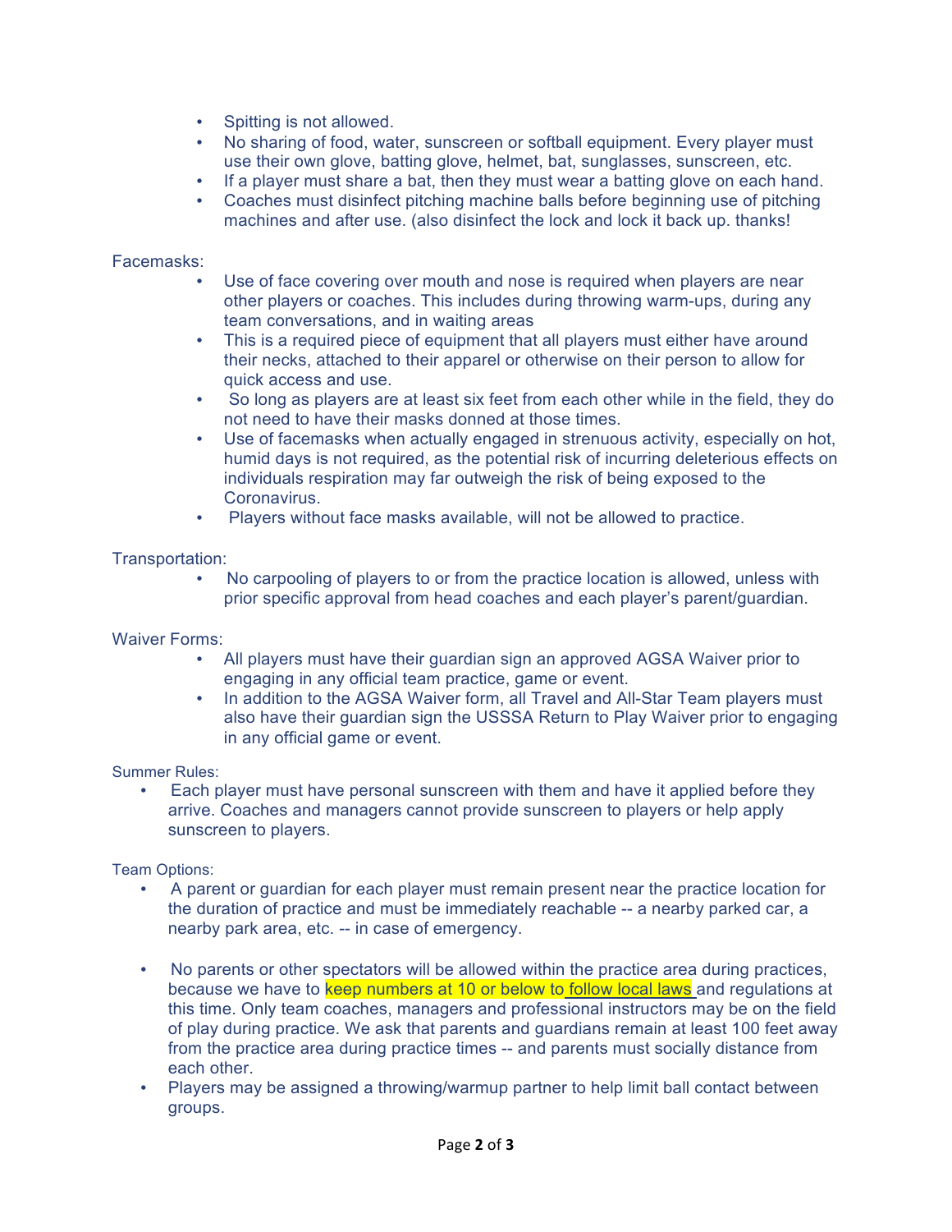- Spitting is not allowed.
- No sharing of food, water, sunscreen or softball equipment. Every player must use their own glove, batting glove, helmet, bat, sunglasses, sunscreen, etc.
- If a player must share a bat, then they must wear a batting glove on each hand.
- Coaches must disinfect pitching machine balls before beginning use of pitching machines and after use. (also disinfect the lock and lock it back up. thanks!

Facemasks:

- Use of face covering over mouth and nose is required when players are near other players or coaches. This includes during throwing warm-ups, during any team conversations, and in waiting areas
- This is a required piece of equipment that all players must either have around their necks, attached to their apparel or otherwise on their person to allow for quick access and use.
- So long as players are at least six feet from each other while in the field, they do not need to have their masks donned at those times.
- Use of facemasks when actually engaged in strenuous activity, especially on hot, humid days is not required, as the potential risk of incurring deleterious effects on individuals respiration may far outweigh the risk of being exposed to the Coronavirus.
- Players without face masks available, will not be allowed to practice.

Transportation:

- No carpooling of players to or from the practice location is allowed, unless with prior specific approval from head coaches and each player's parent/guardian.

Waiver Forms:

- All players must have their guardian sign an approved AGSA Waiver prior to engaging in any official team practice, game or event.
- In addition to the AGSA Waiver form, all Travel and All-Star Team players must also have their guardian sign the USSSA Return to Play Waiver prior to engaging in any official game or event.

Summer Rules:

- Each player must have personal sunscreen with them and have it applied before they arrive. Coaches and managers cannot provide sunscreen to players or help apply sunscreen to players.

Team Options:

- A parent or guardian for each player must remain present near the practice location for the duration of practice and must be immediately reachable -- a nearby parked car, a nearby park area, etc. -- in case of emergency.

- No parents or other spectators will be allowed within the practice area during practices, because we have to keep numbers at 10 or below to follow local laws and regulations at this time. Only team coaches, managers and professional instructors may be on the field of play during practice. We ask that parents and guardians remain at least 100 feet away from the practice area during practice times -- and parents must socially distance from each other.
- Players may be assigned a throwing/warmup partner to help limit ball contact between groups.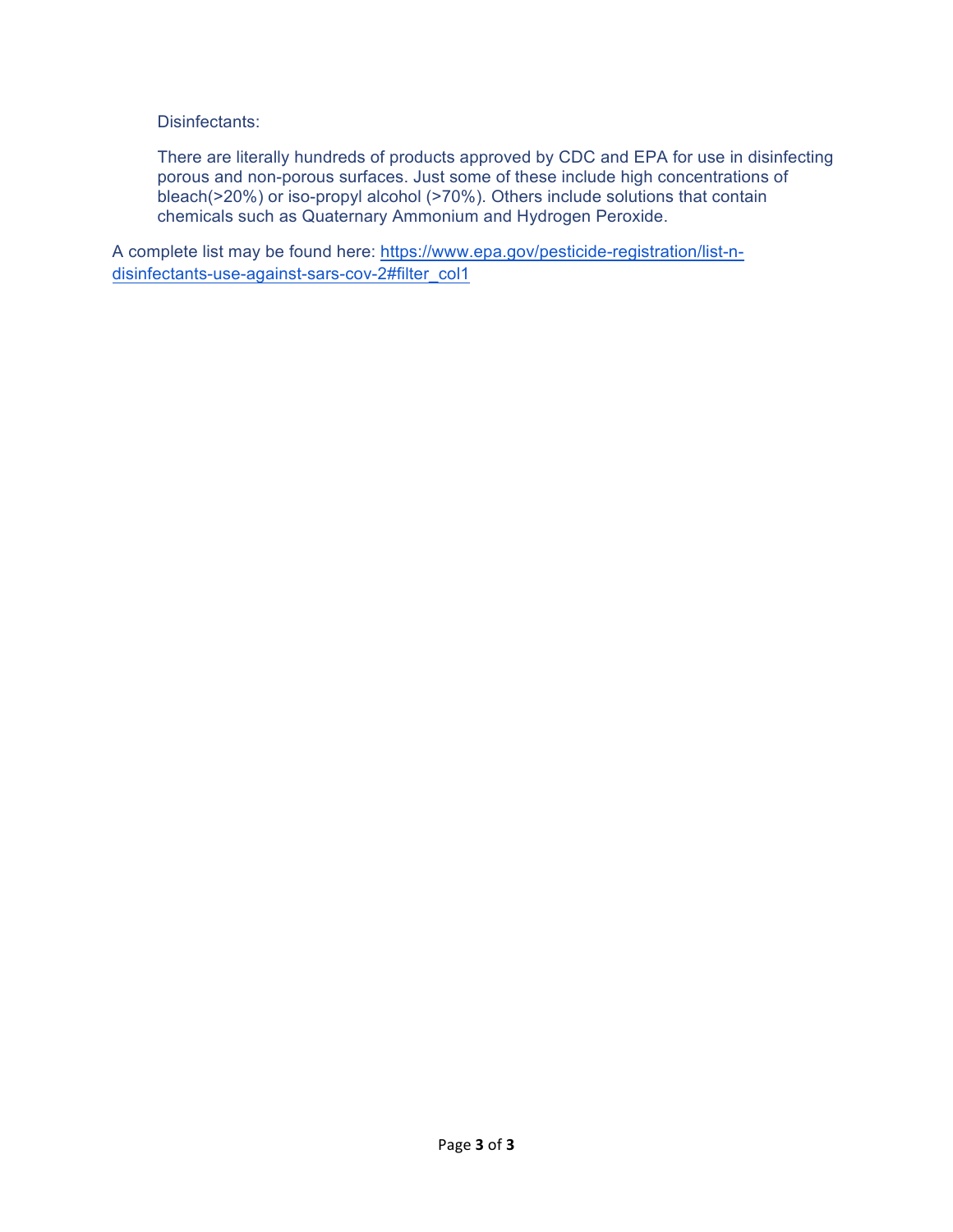Disinfectants:

There are literally hundreds of products approved by CDC and EPA for use in disinfecting porous and non-porous surfaces. Just some of these include high concentrations of bleach(>20%) or iso-propyl alcohol (>70%). Others include solutions that contain chemicals such as Quaternary Ammonium and Hydrogen Peroxide.

A complete list may be found here: [https://www.epa.gov/pesticide-registration/list-n-disinfectants-use-against-sars-cov-2#filter_col1](https://www.epa.gov/pesticide-registration/list-n-disinfectants-use-against-sars-cov-2#filter_col1)